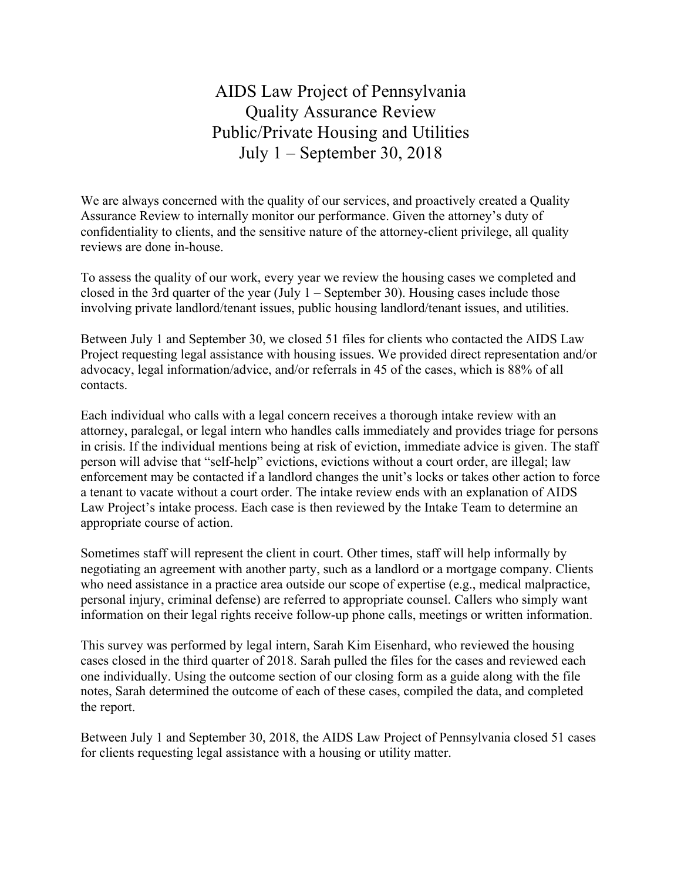# AIDS Law Project of Pennsylvania
# Quality Assurance Review
# Public/Private Housing and Utilities
# July 1 – September 30, 2018

We are always concerned with the quality of our services, and proactively created a Quality Assurance Review to internally monitor our performance. Given the attorney's duty of confidentiality to clients, and the sensitive nature of the attorney-client privilege, all quality reviews are done in-house.

To assess the quality of our work, every year we review the housing cases we completed and closed in the 3rd quarter of the year (July 1 – September 30). Housing cases include those involving private landlord/tenant issues, public housing landlord/tenant issues, and utilities.

Between July 1 and September 30, we closed 51 files for clients who contacted the AIDS Law Project requesting legal assistance with housing issues. We provided direct representation and/or advocacy, legal information/advice, and/or referrals in 45 of the cases, which is 88% of all contacts.

Each individual who calls with a legal concern receives a thorough intake review with an attorney, paralegal, or legal intern who handles calls immediately and provides triage for persons in crisis. If the individual mentions being at risk of eviction, immediate advice is given. The staff person will advise that "self-help" evictions, evictions without a court order, are illegal; law enforcement may be contacted if a landlord changes the unit's locks or takes other action to force a tenant to vacate without a court order. The intake review ends with an explanation of AIDS Law Project's intake process. Each case is then reviewed by the Intake Team to determine an appropriate course of action.

Sometimes staff will represent the client in court. Other times, staff will help informally by negotiating an agreement with another party, such as a landlord or a mortgage company. Clients who need assistance in a practice area outside our scope of expertise (e.g., medical malpractice, personal injury, criminal defense) are referred to appropriate counsel. Callers who simply want information on their legal rights receive follow-up phone calls, meetings or written information.

This survey was performed by legal intern, Sarah Kim Eisenhard, who reviewed the housing cases closed in the third quarter of 2018. Sarah pulled the files for the cases and reviewed each one individually. Using the outcome section of our closing form as a guide along with the file notes, Sarah determined the outcome of each of these cases, compiled the data, and completed the report.

Between July 1 and September 30, 2018, the AIDS Law Project of Pennsylvania closed 51 cases for clients requesting legal assistance with a housing or utility matter.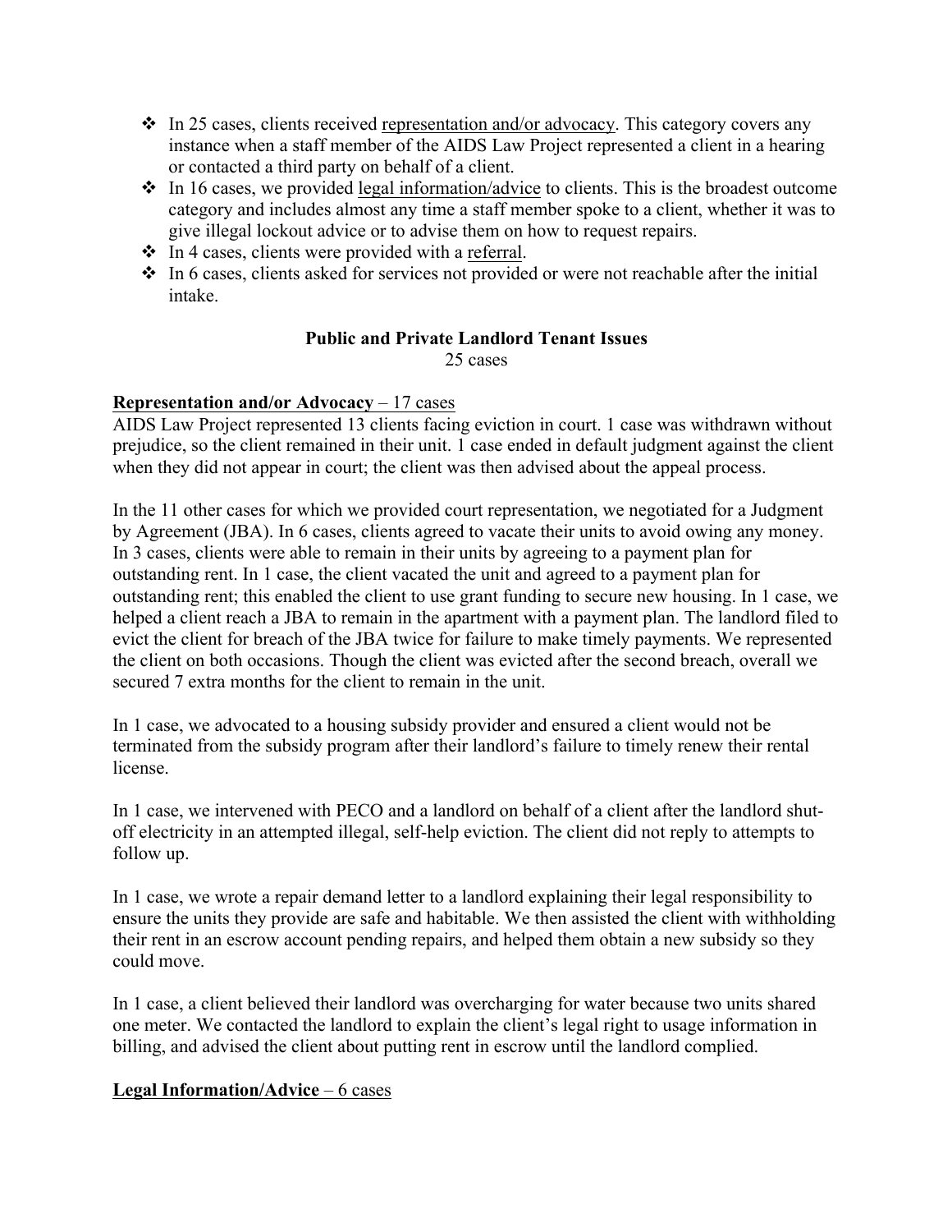- In 25 cases, clients received <u>representation and/or advocacy</u>. This category covers any instance when a staff member of the AIDS Law Project represented a client in a hearing or contacted a third party on behalf of a client.
- In 16 cases, we provided <u>legal information/advice</u> to clients. This is the broadest outcome category and includes almost any time a staff member spoke to a client, whether it was to give illegal lockout advice or to advise them on how to request repairs.
- In 4 cases, clients were provided with a <u>referral</u>.
- In 6 cases, clients asked for services not provided or were not reachable after the initial intake.

### Public and Private Landlord Tenant Issues

25 cases

**<u>Representation and/or Advocacy</u>** – <u>17 cases</u>

AIDS Law Project represented 13 clients facing eviction in court. 1 case was withdrawn without prejudice, so the client remained in their unit. 1 case ended in default judgment against the client when they did not appear in court; the client was then advised about the appeal process.

In the 11 other cases for which we provided court representation, we negotiated for a Judgment by Agreement (JBA). In 6 cases, clients agreed to vacate their units to avoid owing any money. In 3 cases, clients were able to remain in their units by agreeing to a payment plan for outstanding rent. In 1 case, the client vacated the unit and agreed to a payment plan for outstanding rent; this enabled the client to use grant funding to secure new housing. In 1 case, we helped a client reach a JBA to remain in the apartment with a payment plan. The landlord filed to evict the client for breach of the JBA twice for failure to make timely payments. We represented the client on both occasions. Though the client was evicted after the second breach, overall we secured 7 extra months for the client to remain in the unit.

In 1 case, we advocated to a housing subsidy provider and ensured a client would not be terminated from the subsidy program after their landlord's failure to timely renew their rental license.

In 1 case, we intervened with PECO and a landlord on behalf of a client after the landlord shut-off electricity in an attempted illegal, self-help eviction. The client did not reply to attempts to follow up.

In 1 case, we wrote a repair demand letter to a landlord explaining their legal responsibility to ensure the units they provide are safe and habitable. We then assisted the client with withholding their rent in an escrow account pending repairs, and helped them obtain a new subsidy so they could move.

In 1 case, a client believed their landlord was overcharging for water because two units shared one meter. We contacted the landlord to explain the client's legal right to usage information in billing, and advised the client about putting rent in escrow until the landlord complied.

**<u>Legal Information/Advice</u>** – <u>6 cases</u>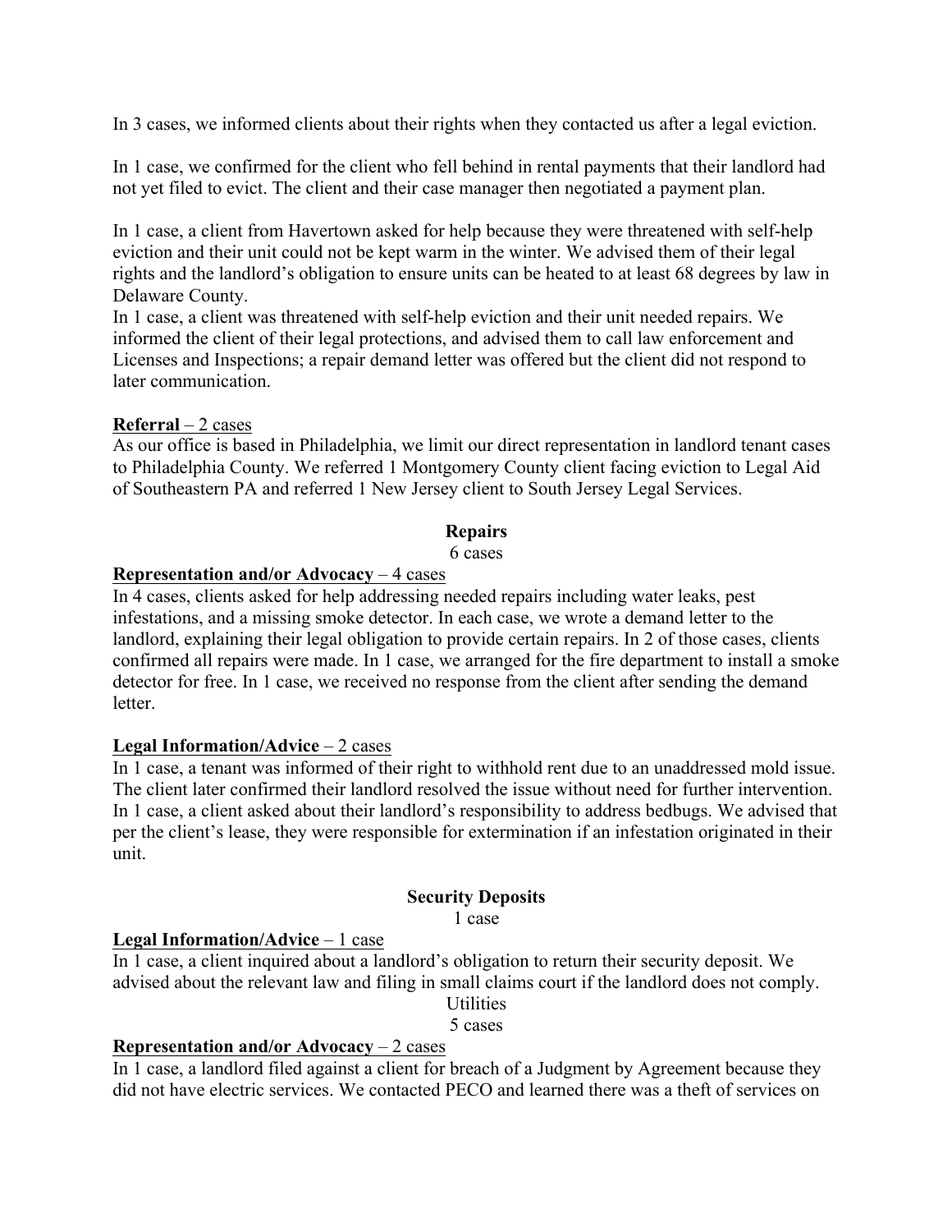In 3 cases, we informed clients about their rights when they contacted us after a legal eviction.

In 1 case, we confirmed for the client who fell behind in rental payments that their landlord had not yet filed to evict. The client and their case manager then negotiated a payment plan.

In 1 case, a client from Havertown asked for help because they were threatened with self-help eviction and their unit could not be kept warm in the winter. We advised them of their legal rights and the landlord's obligation to ensure units can be heated to at least 68 degrees by law in Delaware County.

In 1 case, a client was threatened with self-help eviction and their unit needed repairs. We informed the client of their legal protections, and advised them to call law enforcement and Licenses and Inspections; a repair demand letter was offered but the client did not respond to later communication.

**Referral** – 2 cases

As our office is based in Philadelphia, we limit our direct representation in landlord tenant cases to Philadelphia County. We referred 1 Montgomery County client facing eviction to Legal Aid of Southeastern PA and referred 1 New Jersey client to South Jersey Legal Services.

## Repairs

6 cases

**Representation and/or Advocacy** – 4 cases

In 4 cases, clients asked for help addressing needed repairs including water leaks, pest infestations, and a missing smoke detector. In each case, we wrote a demand letter to the landlord, explaining their legal obligation to provide certain repairs. In 2 of those cases, clients confirmed all repairs were made. In 1 case, we arranged for the fire department to install a smoke detector for free. In 1 case, we received no response from the client after sending the demand letter.

**Legal Information/Advice** – 2 cases

In 1 case, a tenant was informed of their right to withhold rent due to an unaddressed mold issue. The client later confirmed their landlord resolved the issue without need for further intervention. In 1 case, a client asked about their landlord's responsibility to address bedbugs. We advised that per the client's lease, they were responsible for extermination if an infestation originated in their unit.

## Security Deposits

1 case

**Legal Information/Advice** – 1 case

In 1 case, a client inquired about a landlord's obligation to return their security deposit. We advised about the relevant law and filing in small claims court if the landlord does not comply.

## Utilities

5 cases

**Representation and/or Advocacy** – 2 cases

In 1 case, a landlord filed against a client for breach of a Judgment by Agreement because they did not have electric services. We contacted PECO and learned there was a theft of services on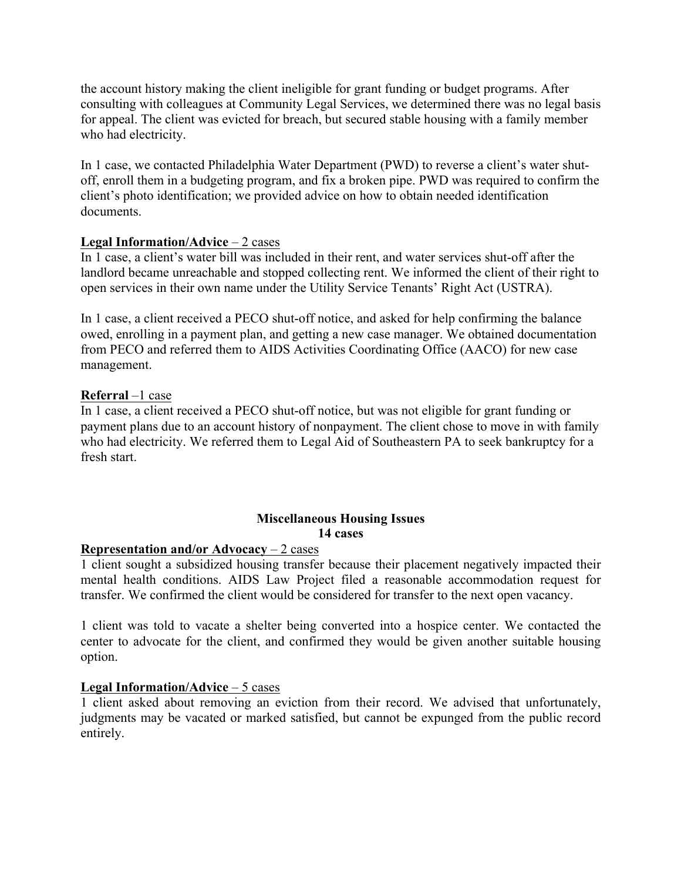the account history making the client ineligible for grant funding or budget programs. After consulting with colleagues at Community Legal Services, we determined there was no legal basis for appeal. The client was evicted for breach, but secured stable housing with a family member who had electricity.

In 1 case, we contacted Philadelphia Water Department (PWD) to reverse a client's water shut-off, enroll them in a budgeting program, and fix a broken pipe. PWD was required to confirm the client's photo identification; we provided advice on how to obtain needed identification documents.

<u>**Legal Information/Advice** – 2 cases</u>

In 1 case, a client's water bill was included in their rent, and water services shut-off after the landlord became unreachable and stopped collecting rent. We informed the client of their right to open services in their own name under the Utility Service Tenants' Right Act (USTRA).

In 1 case, a client received a PECO shut-off notice, and asked for help confirming the balance owed, enrolling in a payment plan, and getting a new case manager. We obtained documentation from PECO and referred them to AIDS Activities Coordinating Office (AACO) for new case management.

<u>**Referral** –1 case</u>

In 1 case, a client received a PECO shut-off notice, but was not eligible for grant funding or payment plans due to an account history of nonpayment. The client chose to move in with family who had electricity. We referred them to Legal Aid of Southeastern PA to seek bankruptcy for a fresh start.

## Miscellaneous Housing Issues
**14 cases**

<u>**Representation and/or Advocacy** – 2 cases</u>

1 client sought a subsidized housing transfer because their placement negatively impacted their mental health conditions. AIDS Law Project filed a reasonable accommodation request for transfer. We confirmed the client would be considered for transfer to the next open vacancy.

1 client was told to vacate a shelter being converted into a hospice center. We contacted the center to advocate for the client, and confirmed they would be given another suitable housing option.

<u>**Legal Information/Advice** – 5 cases</u>

1 client asked about removing an eviction from their record. We advised that unfortunately, judgments may be vacated or marked satisfied, but cannot be expunged from the public record entirely.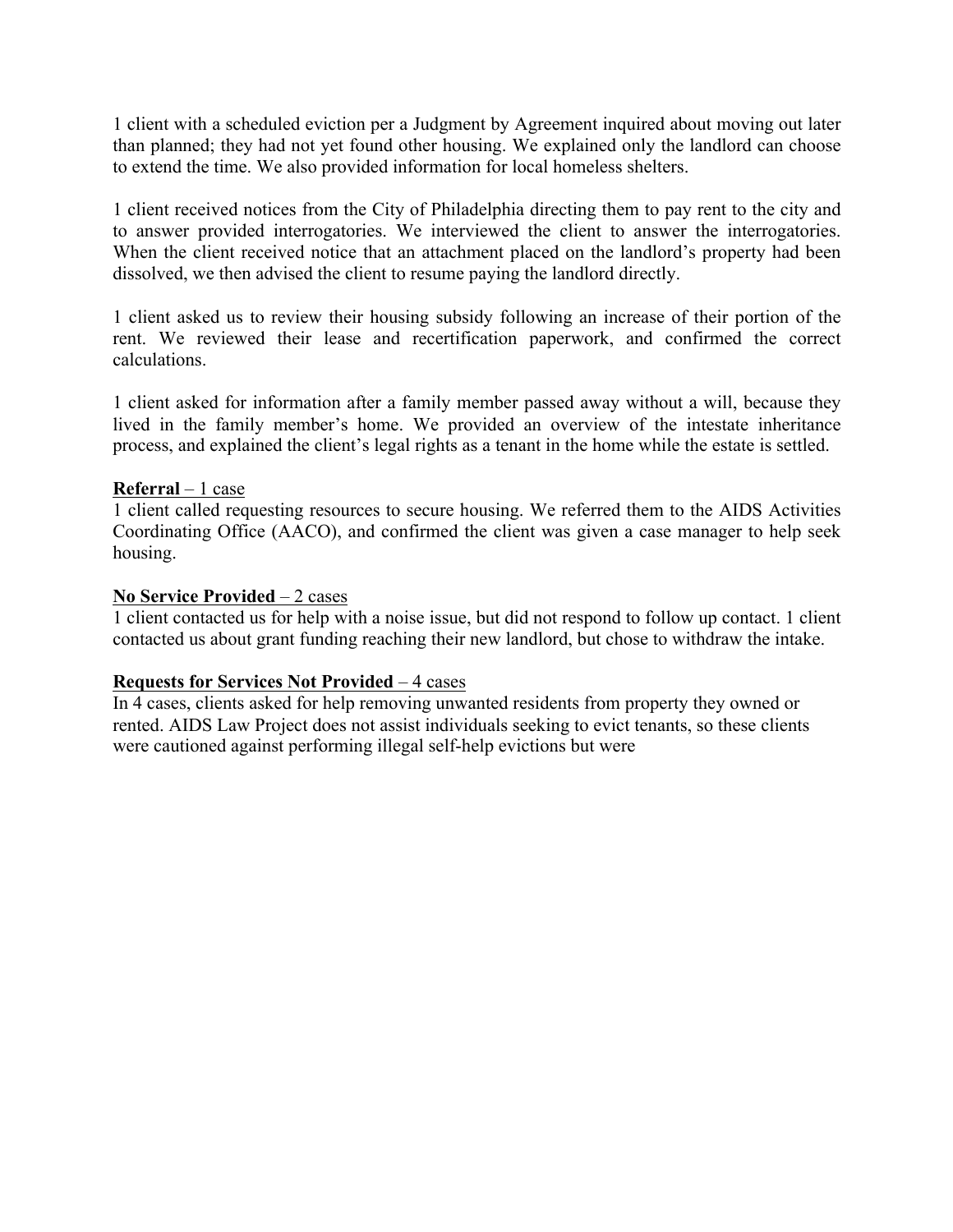1 client with a scheduled eviction per a Judgment by Agreement inquired about moving out later than planned; they had not yet found other housing. We explained only the landlord can choose to extend the time. We also provided information for local homeless shelters.

1 client received notices from the City of Philadelphia directing them to pay rent to the city and to answer provided interrogatories. We interviewed the client to answer the interrogatories. When the client received notice that an attachment placed on the landlord's property had been dissolved, we then advised the client to resume paying the landlord directly.

1 client asked us to review their housing subsidy following an increase of their portion of the rent. We reviewed their lease and recertification paperwork, and confirmed the correct calculations.

1 client asked for information after a family member passed away without a will, because they lived in the family member's home. We provided an overview of the intestate inheritance process, and explained the client's legal rights as a tenant in the home while the estate is settled.

**Referral** – 1 case
1 client called requesting resources to secure housing. We referred them to the AIDS Activities Coordinating Office (AACO), and confirmed the client was given a case manager to help seek housing.

**No Service Provided** – 2 cases
1 client contacted us for help with a noise issue, but did not respond to follow up contact. 1 client contacted us about grant funding reaching their new landlord, but chose to withdraw the intake.

**Requests for Services Not Provided** – 4 cases
In 4 cases, clients asked for help removing unwanted residents from property they owned or rented. AIDS Law Project does not assist individuals seeking to evict tenants, so these clients were cautioned against performing illegal self-help evictions but were